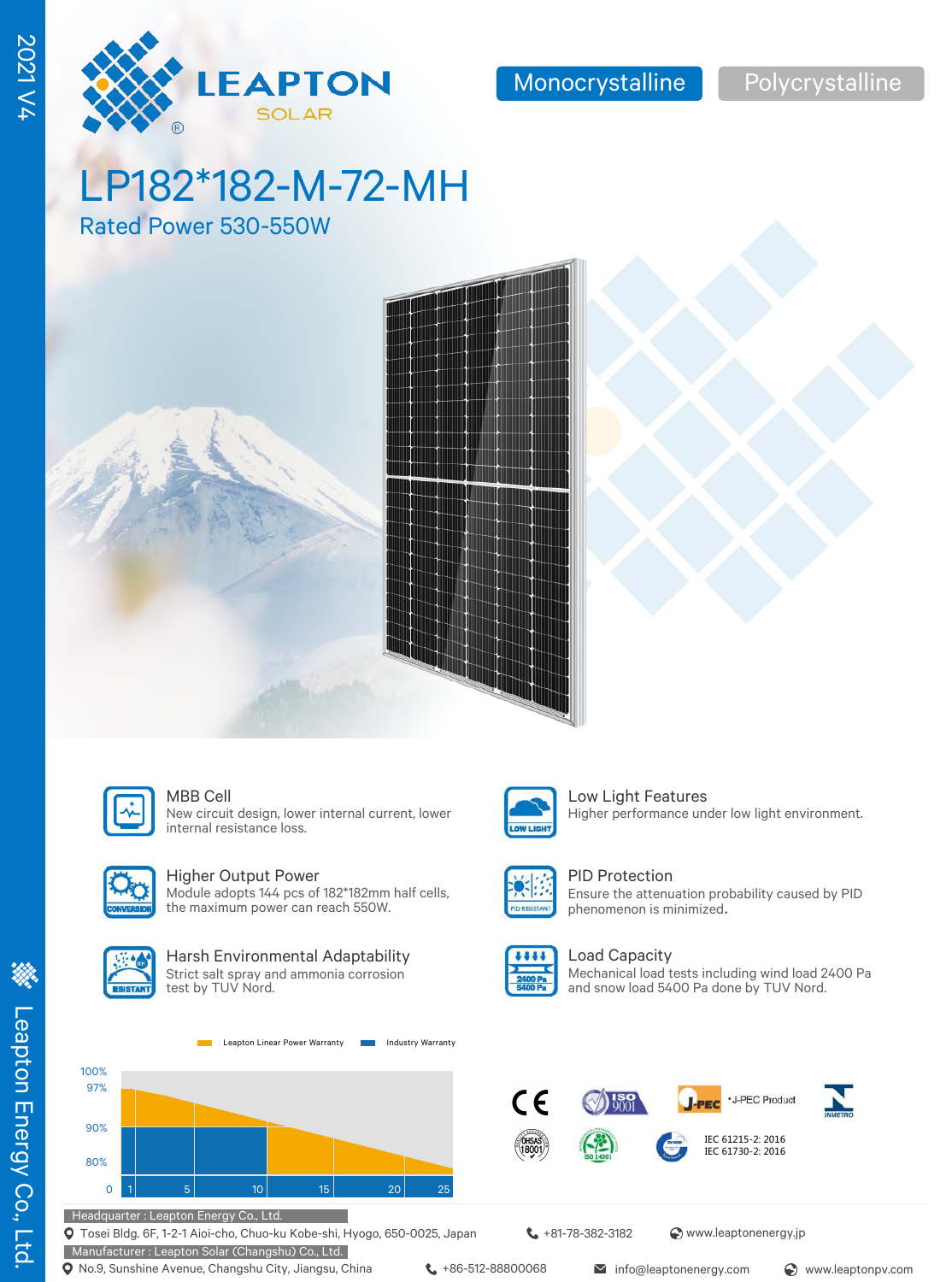2021 V4

# LEAPTON SOLAR

Monocrystalline | Polycrystalline

# LP182*182-M-72-MH

## Rated Power 530-550W

### MBB Cell
New circuit design, lower internal current, lower internal resistance loss.

### Low Light Features
Higher performance under low light environment.

### Higher Output Power
Module adopts 144 pcs of 182*182mm half cells, the maximum power can reach 550W.

### PID Protection
Ensure the attenuation probability caused by PID phenomenon is minimized.

### Harsh Environmental Adaptability
Strict salt spray and ammonia corrosion test by TUV Nord.

### Load Capacity
Mechanical load tests including wind load 2400 Pa and snow load 5400 Pa done by TUV Nord.

Leapton Linear Power Warranty | Industry Warranty

100%, 97%, 90%, 80%, 0 — 1, 5, 10, 15, 20, 25

•J-PEC Product

IEC 61215-2: 2016
IEC 61730-2: 2016

Headquarter : Leapton Energy Co., Ltd.
Tosei Bldg. 6F, 1-2-1 Aioi-cho, Chuo-ku Kobe-shi, Hyogo, 650-0025, Japan | +81-78-382-3182 | www.leaptonenergy.jp

Manufacturer : Leapton Solar (Changshu) Co., Ltd.
No.9, Sunshine Avenue, Changshu City, Jiangsu, China | +86-512-88800068 | info@leaptonenergy.com | www.leaptonpv.com

Leapton Energy Co., Ltd.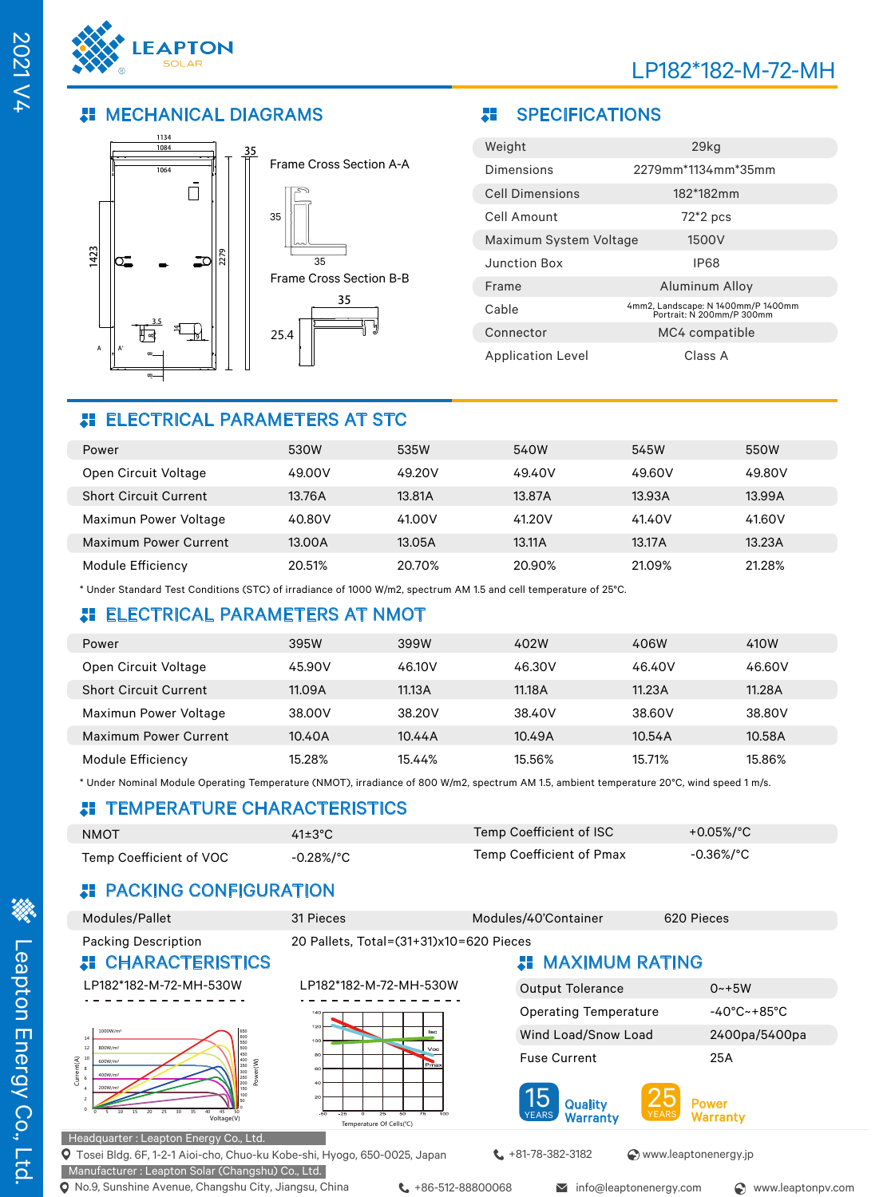# LEAPTON SOLAR

## LP182*182-M-72-MH

## MECHANICAL DIAGRAMS

1134
1084
1064
35
1423
2279
3.5
14
9
A
A'

Frame Cross Section A-A

35
35

Frame Cross Section B-B

35
25.4

## SPECIFICATIONS

| | |
|---|---|
| Weight | 29kg |
| Dimensions | 2279mm*1134mm*35mm |
| Cell Dimensions | 182*182mm |
| Cell Amount | 72*2 pcs |
| Maximum System Voltage | 1500V |
| Junction Box | IP68 |
| Frame | Aluminum Alloy |
| Cable | 4mm2, Landscape: N 1400mm/P 1400mm Portrait: N 200mm/P 300mm |
| Connector | MC4 compatible |
| Application Level | Class A |

## ELECTRICAL PARAMETERS AT STC

| | | | | | |
|---|---|---|---|---|---|
| Power | 530W | 535W | 540W | 545W | 550W |
| Open Circuit Voltage | 49.00V | 49.20V | 49.40V | 49.60V | 49.80V |
| Short Circuit Current | 13.76A | 13.81A | 13.87A | 13.93A | 13.99A |
| Maximun Power Voltage | 40.80V | 41.00V | 41.20V | 41.40V | 41.60V |
| Maximum Power Current | 13.00A | 13.05A | 13.11A | 13.17A | 13.23A |
| Module Efficiency | 20.51% | 20.70% | 20.90% | 21.09% | 21.28% |

* Under Standard Test Conditions (STC) of irradiance of 1000 W/m2, spectrum AM 1.5 and cell temperature of 25°C.

## ELECTRICAL PARAMETERS AT NMOT

| | | | | | |
|---|---|---|---|---|---|
| Power | 395W | 399W | 402W | 406W | 410W |
| Open Circuit Voltage | 45.90V | 46.10V | 46.30V | 46.40V | 46.60V |
| Short Circuit Current | 11.09A | 11.13A | 11.18A | 11.23A | 11.28A |
| Maximun Power Voltage | 38.00V | 38.20V | 38.40V | 38.60V | 38.80V |
| Maximum Power Current | 10.40A | 10.44A | 10.49A | 10.54A | 10.58A |
| Module Efficiency | 15.28% | 15.44% | 15.56% | 15.71% | 15.86% |

* Under Nominal Module Operating Temperature (NMOT), irradiance of 800 W/m2, spectrum AM 1.5, ambient temperature 20°C, wind speed 1 m/s.

## TEMPERATURE CHARACTERISTICS

| | | | |
|---|---|---|---|
| NMOT | 41±3°C | Temp Coefficient of ISC | +0.05%/°C |
| Temp Coefficient of VOC | -0.28%/°C | Temp Coefficient of Pmax | -0.36%/°C |

## PACKING CONFIGURATION

| | | | |
|---|---|---|---|
| Modules/Pallet | 31 Pieces | Modules/40'Container | 620 Pieces |
| Packing Description | 20 Pallets, Total=(31+31)x10=620 Pieces | | |

## CHARACTERISTICS

LP182*182-M-72-MH-530W

1000W/m²
800W/m²
600W/m²
400W/m²
200W/m²
Current(A)
Power(W)
Voltage(V)

LP182*182-M-72-MH-530W

Isc
Voc
Pmax
Temperature Of Cells(°C)

## MAXIMUM RATING

| | |
|---|---|
| Output Tolerance | 0~+5W |
| Operating Temperature | -40°C~+85°C |
| Wind Load/Snow Load | 2400pa/5400pa |
| Fuse Current | 25A |

15 YEARS Quality Warranty

25 YEARS Power Warranty

Headquarter : Leapton Energy Co., Ltd.
Tosei Bldg. 6F, 1-2-1 Aioi-cho, Chuo-ku Kobe-shi, Hyogo, 650-0025, Japan
+81-78-382-3182
www.leaptonenergy.jp

Manufacturer : Leapton Solar (Changshu) Co., Ltd.
No.9, Sunshine Avenue, Changshu City, Jiangsu, China
+86-512-88800068
info@leaptonenergy.com
www.leaptonpv.com

2021 V4

Leapton Energy Co., Ltd.